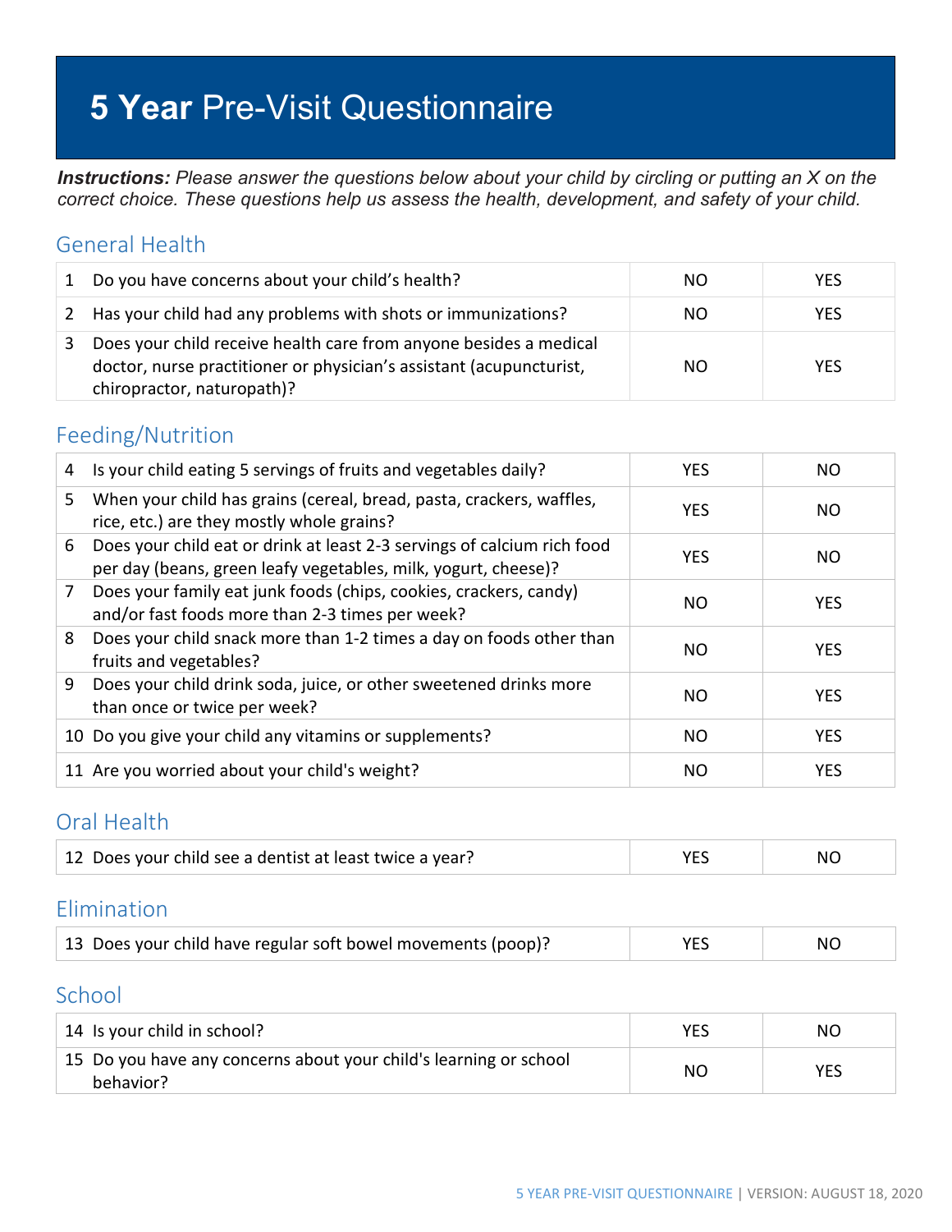# **5 Year** Pre-Visit Questionnaire

***Instructions:*** *Please answer the questions below about your child by circling or putting an X on the correct choice. These questions help us assess the health, development, and safety of your child.*

## General Health

| | | | |
|---|---|---|---|
| 1 | Do you have concerns about your child's health? | NO | YES |
| 2 | Has your child had any problems with shots or immunizations? | NO | YES |
| 3 | Does your child receive health care from anyone besides a medical doctor, nurse practitioner or physician's assistant (acupuncturist, chiropractor, naturopath)? | NO | YES |

## Feeding/Nutrition

| | | | |
|---|---|---|---|
| 4 | Is your child eating 5 servings of fruits and vegetables daily? | YES | NO |
| 5 | When your child has grains (cereal, bread, pasta, crackers, waffles, rice, etc.) are they mostly whole grains? | YES | NO |
| 6 | Does your child eat or drink at least 2-3 servings of calcium rich food per day (beans, green leafy vegetables, milk, yogurt, cheese)? | YES | NO |
| 7 | Does your family eat junk foods (chips, cookies, crackers, candy) and/or fast foods more than 2-3 times per week? | NO | YES |
| 8 | Does your child snack more than 1-2 times a day on foods other than fruits and vegetables? | NO | YES |
| 9 | Does your child drink soda, juice, or other sweetened drinks more than once or twice per week? | NO | YES |
| 10 | Do you give your child any vitamins or supplements? | NO | YES |
| 11 | Are you worried about your child's weight? | NO | YES |

## Oral Health

| | | | |
|---|---|---|---|
| 12 | Does your child see a dentist at least twice a year? | YES | NO |

## Elimination

| | | | |
|---|---|---|---|
| 13 | Does your child have regular soft bowel movements (poop)? | YES | NO |

## School

| | | | |
|---|---|---|---|
| 14 | Is your child in school? | YES | NO |
| 15 | Do you have any concerns about your child's learning or school behavior? | NO | YES |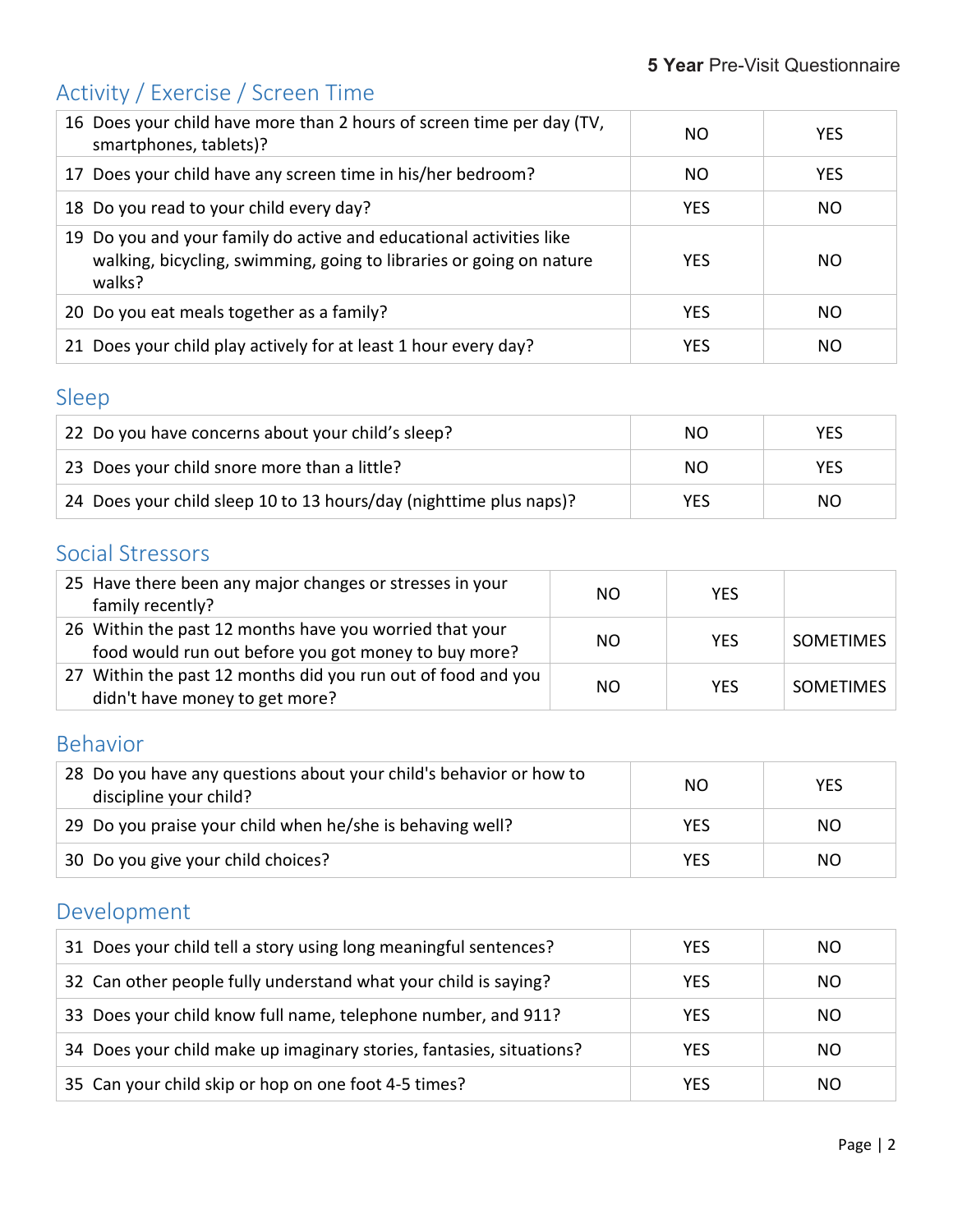## Activity / Exercise / Screen Time

| | | |
|---|---|---|
| 16 Does your child have more than 2 hours of screen time per day (TV, smartphones, tablets)? | NO | YES |
| 17 Does your child have any screen time in his/her bedroom? | NO | YES |
| 18 Do you read to your child every day? | YES | NO |
| 19 Do you and your family do active and educational activities like walking, bicycling, swimming, going to libraries or going on nature walks? | YES | NO |
| 20 Do you eat meals together as a family? | YES | NO |
| 21 Does your child play actively for at least 1 hour every day? | YES | NO |

## Sleep

| | | |
|---|---|---|
| 22 Do you have concerns about your child's sleep? | NO | YES |
| 23 Does your child snore more than a little? | NO | YES |
| 24 Does your child sleep 10 to 13 hours/day (nighttime plus naps)? | YES | NO |

## Social Stressors

| | | | |
|---|---|---|---|
| 25 Have there been any major changes or stresses in your family recently? | NO | YES | |
| 26 Within the past 12 months have you worried that your food would run out before you got money to buy more? | NO | YES | SOMETIMES |
| 27 Within the past 12 months did you run out of food and you didn't have money to get more? | NO | YES | SOMETIMES |

## Behavior

| | | |
|---|---|---|
| 28 Do you have any questions about your child's behavior or how to discipline your child? | NO | YES |
| 29 Do you praise your child when he/she is behaving well? | YES | NO |
| 30 Do you give your child choices? | YES | NO |

## Development

| | | |
|---|---|---|
| 31 Does your child tell a story using long meaningful sentences? | YES | NO |
| 32 Can other people fully understand what your child is saying? | YES | NO |
| 33 Does your child know full name, telephone number, and 911? | YES | NO |
| 34 Does your child make up imaginary stories, fantasies, situations? | YES | NO |
| 35 Can your child skip or hop on one foot 4-5 times? | YES | NO |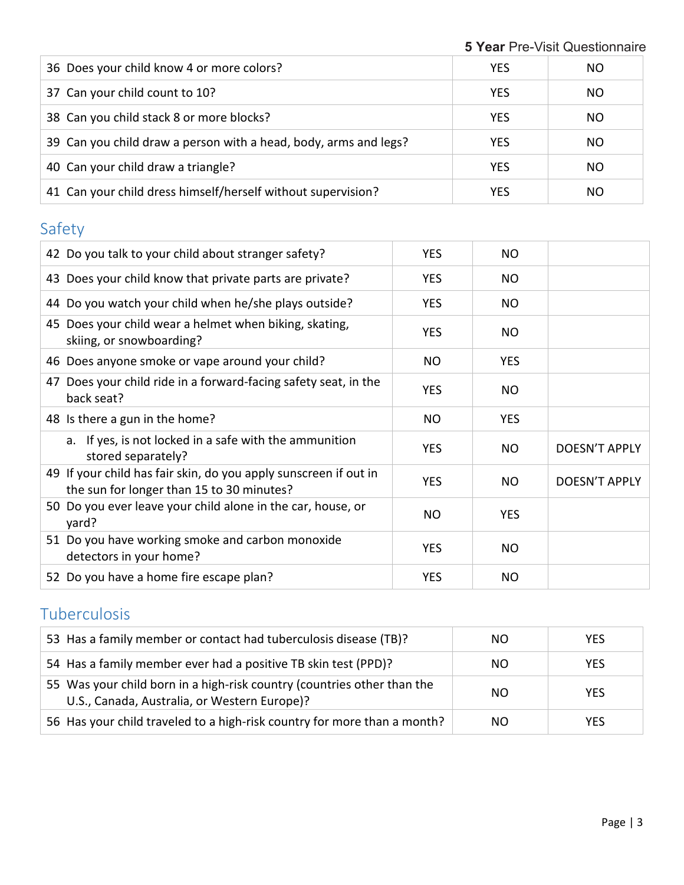| | | |
|---|---|---|
| 36 Does your child know 4 or more colors? | YES | NO |
| 37 Can your child count to 10? | YES | NO |
| 38 Can you child stack 8 or more blocks? | YES | NO |
| 39 Can you child draw a person with a head, body, arms and legs? | YES | NO |
| 40 Can your child draw a triangle? | YES | NO |
| 41 Can your child dress himself/herself without supervision? | YES | NO |

## Safety

| | | | |
|---|---|---|---|
| 42 Do you talk to your child about stranger safety? | YES | NO | |
| 43 Does your child know that private parts are private? | YES | NO | |
| 44 Do you watch your child when he/she plays outside? | YES | NO | |
| 45 Does your child wear a helmet when biking, skating, skiing, or snowboarding? | YES | NO | |
| 46 Does anyone smoke or vape around your child? | NO | YES | |
| 47 Does your child ride in a forward-facing safety seat, in the back seat? | YES | NO | |
| 48 Is there a gun in the home? | NO | YES | |
| a. If yes, is not locked in a safe with the ammunition stored separately? | YES | NO | DOESN'T APPLY |
| 49 If your child has fair skin, do you apply sunscreen if out in the sun for longer than 15 to 30 minutes? | YES | NO | DOESN'T APPLY |
| 50 Do you ever leave your child alone in the car, house, or yard? | NO | YES | |
| 51 Do you have working smoke and carbon monoxide detectors in your home? | YES | NO | |
| 52 Do you have a home fire escape plan? | YES | NO | |

## Tuberculosis

| | | |
|---|---|---|
| 53 Has a family member or contact had tuberculosis disease (TB)? | NO | YES |
| 54 Has a family member ever had a positive TB skin test (PPD)? | NO | YES |
| 55 Was your child born in a high-risk country (countries other than the U.S., Canada, Australia, or Western Europe)? | NO | YES |
| 56 Has your child traveled to a high-risk country for more than a month? | NO | YES |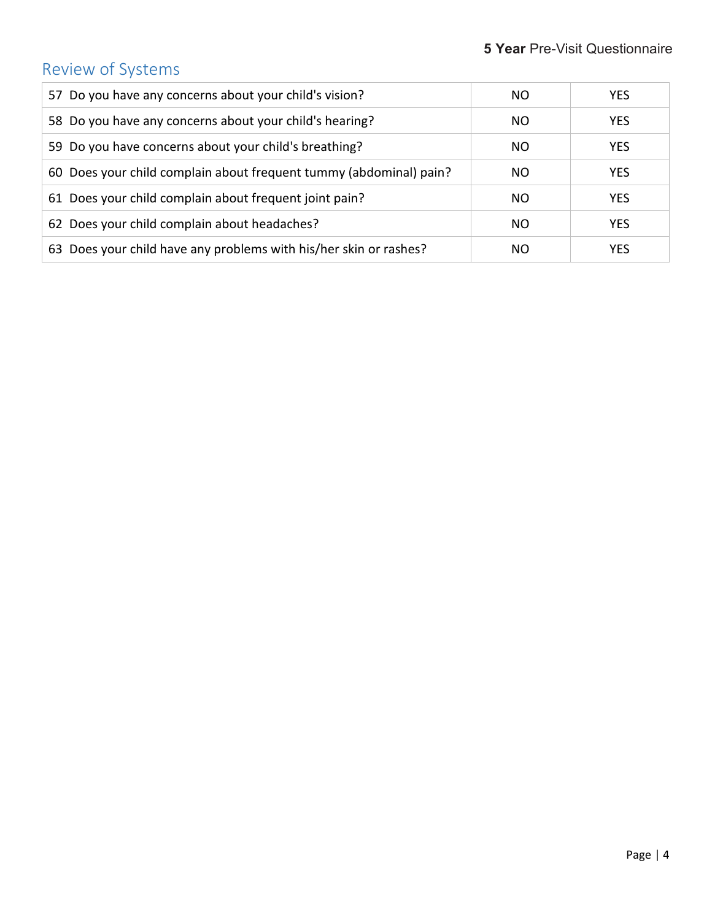**5 Year** Pre-Visit Questionnaire

## Review of Systems

| | | |
|---|---|---|
| 57 Do you have any concerns about your child's vision? | NO | YES |
| 58 Do you have any concerns about your child's hearing? | NO | YES |
| 59 Do you have concerns about your child's breathing? | NO | YES |
| 60 Does your child complain about frequent tummy (abdominal) pain? | NO | YES |
| 61 Does your child complain about frequent joint pain? | NO | YES |
| 62 Does your child complain about headaches? | NO | YES |
| 63 Does your child have any problems with his/her skin or rashes? | NO | YES |